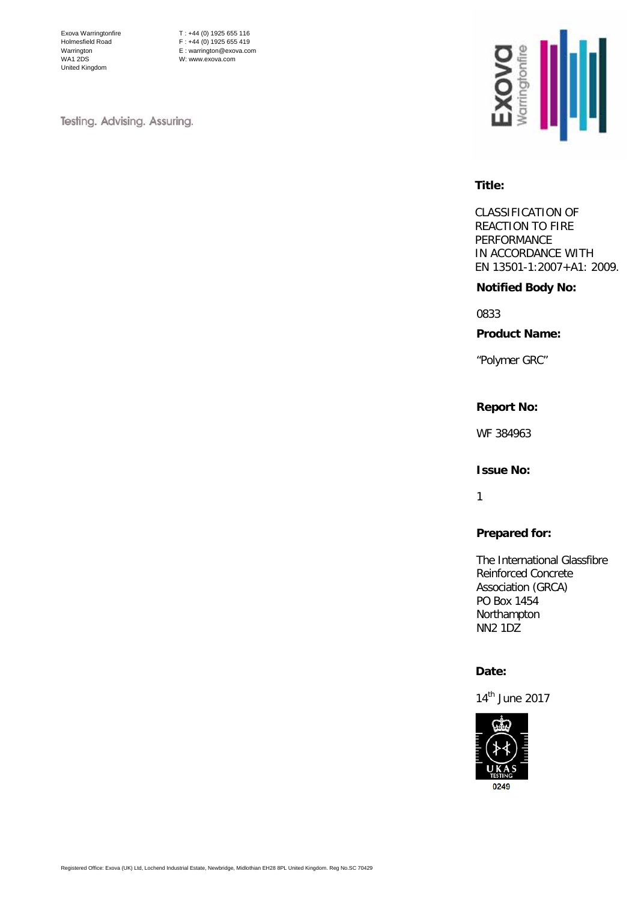Exova Warringtonfire
Holmesfield Road
Warrington
WA1 2DS
United Kingdom

T : +44 (0) 1925 655 116
F : +44 (0) 1925 655 419
E : warrington@exova.com
W: www.exova.com

Testing. Advising. Assuring.

**Title:**

CLASSIFICATION OF REACTION TO FIRE PERFORMANCE IN ACCORDANCE WITH EN 13501-1:2007+A1: 2009.

**Notified Body No:**

0833

**Product Name:**

"Polymer GRC"

**Report No:**

WF 384963

**Issue No:**

1

**Prepared for:**

The International Glassfibre Reinforced Concrete Association (GRCA)
PO Box 1454
Northampton
NN2 1DZ

**Date:**

14th June 2017

0249

Registered Office: Exova (UK) Ltd, Lochend Industrial Estate, Newbridge, Midlothian EH28 8PL United Kingdom. Reg No.SC 70429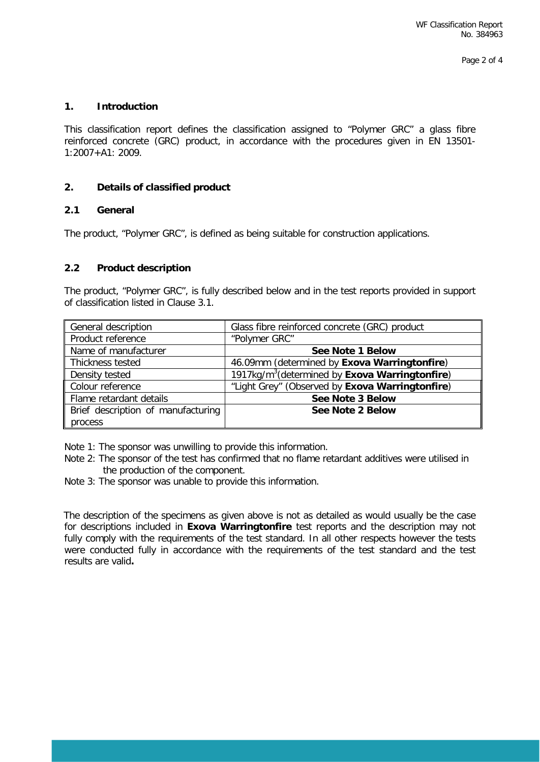## 1. Introduction

This classification report defines the classification assigned to “Polymer GRC” a glass fibre reinforced concrete (GRC) product, in accordance with the procedures given in EN 13501-1:2007+A1: 2009.

## 2. Details of classified product

### 2.1 General

The product, “Polymer GRC”, is defined as being suitable for construction applications.

### 2.2 Product description

The product, “Polymer GRC”, is fully described below and in the test reports provided in support of classification listed in Clause 3.1.

| General description | Glass fibre reinforced concrete (GRC) product |
|---|---|
| Product reference | “Polymer GRC” |
| Name of manufacturer | **See Note 1 Below** |
| Thickness tested | 46.09mm (determined by **Exova Warringtonfire**) |
| Density tested | 1917kg/m$^3$(determined by **Exova Warringtonfire**) |
| Colour reference | “Light Grey” (Observed by **Exova Warringtonfire**) |
| Flame retardant details | **See Note 3 Below** |
| Brief description of manufacturing process | **See Note 2 Below** |

Note 1: The sponsor was unwilling to provide this information.

Note 2: The sponsor of the test has confirmed that no flame retardant additives were utilised in the production of the component.

Note 3: The sponsor was unable to provide this information.

The description of the specimens as given above is not as detailed as would usually be the case for descriptions included in **Exova Warringtonfire** test reports and the description may not fully comply with the requirements of the test standard. In all other respects however the tests were conducted fully in accordance with the requirements of the test standard and the test results are valid**.**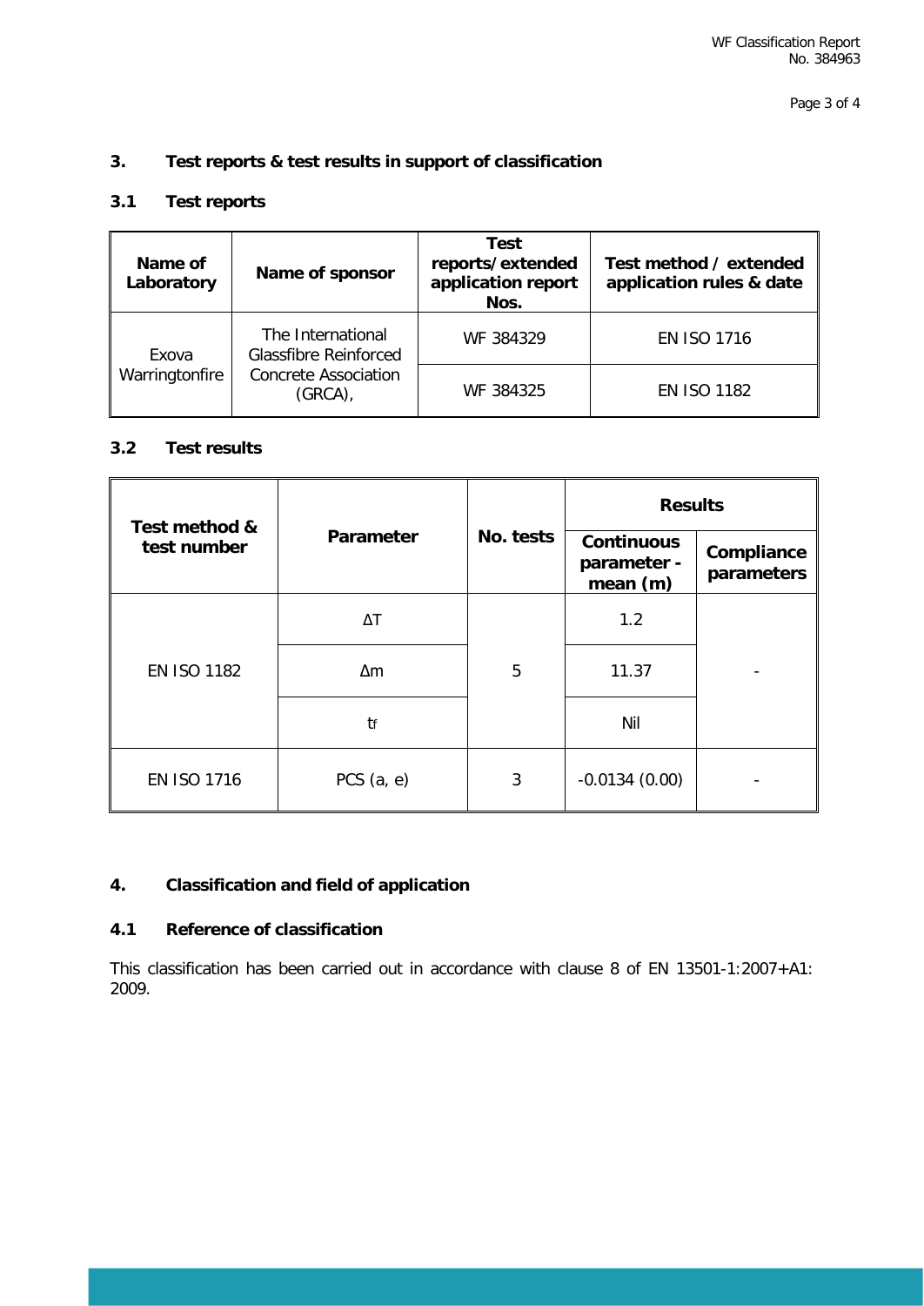## 3. Test reports & test results in support of classification

### 3.1 Test reports

| Name of Laboratory | Name of sponsor | Test reports/extended application report Nos. | Test method / extended application rules & date |
|---|---|---|---|
| Exova Warringtonfire | The International Glassfibre Reinforced Concrete Association (GRCA), | WF 384329 | EN ISO 1716 |
| | | WF 384325 | EN ISO 1182 |

### 3.2 Test results

| Test method & test number | Parameter | No. tests | Results | |
|---|---|---|---|---|
| | | | Continuous parameter - mean (m) | Compliance parameters |
| EN ISO 1182 | ΔT | 5 | 1.2 | - |
| | Δm | | 11.37 | |
| | $t_f$ | | Nil | |
| EN ISO 1716 | PCS (a, e) | 3 | -0.0134 (0.00) | - |

## 4. Classification and field of application

### 4.1 Reference of classification

This classification has been carried out in accordance with clause 8 of EN 13501-1:2007+A1: 2009.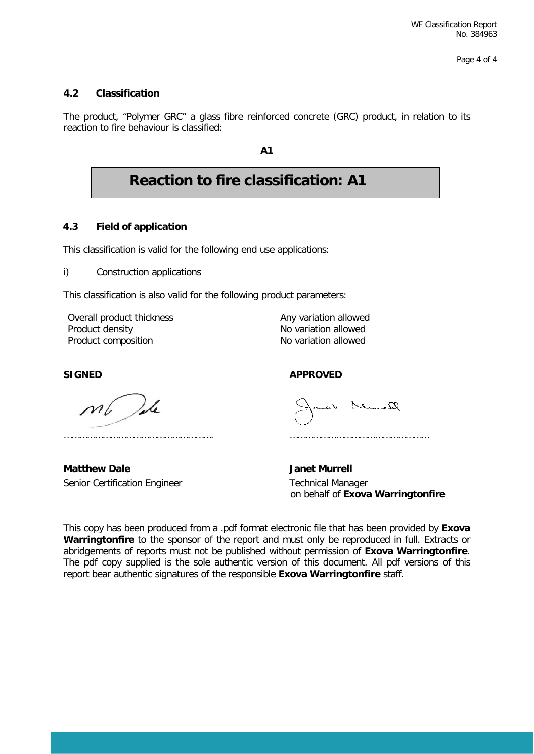### 4.2 Classification

The product, "Polymer GRC" a glass fibre reinforced concrete (GRC) product, in relation to its reaction to fire behaviour is classified:

**A1**

**Reaction to fire classification: A1**

### 4.3 Field of application

This classification is valid for the following end use applications:

i) Construction applications

This classification is also valid for the following product parameters:

| | |
|---|---|
| Overall product thickness | Any variation allowed |
| Product density | No variation allowed |
| Product composition | No variation allowed |

**SIGNED**

………………………………………………

**Matthew Dale**
Senior Certification Engineer

**APPROVED**

………………………………………………

**Janet Murrell**
Technical Manager
on behalf of **Exova Warringtonfire**

This copy has been produced from a .pdf format electronic file that has been provided by **Exova Warringtonfire** to the sponsor of the report and must only be reproduced in full. Extracts or abridgements of reports must not be published without permission of **Exova Warringtonfire**. The pdf copy supplied is the sole authentic version of this document. All pdf versions of this report bear authentic signatures of the responsible **Exova Warringtonfire** staff.